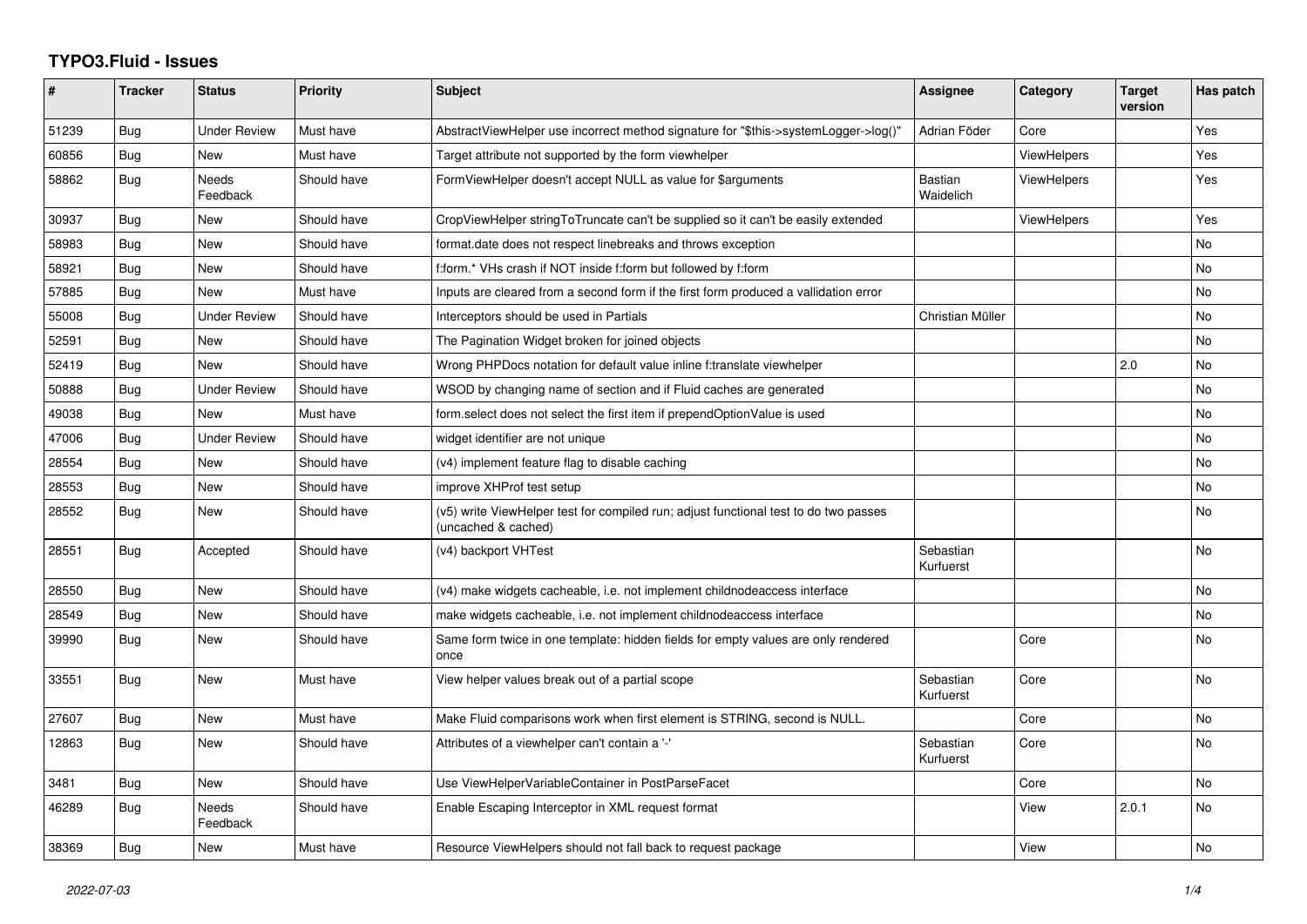# TYPO3.Fluid - Issues

| # | Tracker | Status | Priority | Subject | Assignee | Category | Target version | Has patch |
|---|---|---|---|---|---|---|---|---|
| 51239 | Bug | Under Review | Must have | AbstractViewHelper use incorrect method signature for "$this->systemLogger->log()" | Adrian Föder | Core | | Yes |
| 60856 | Bug | New | Must have | Target attribute not supported by the form viewhelper | | ViewHelpers | | Yes |
| 58862 | Bug | Needs Feedback | Should have | FormViewHelper doesn't accept NULL as value for $arguments | Bastian Waidelich | ViewHelpers | | Yes |
| 30937 | Bug | New | Should have | CropViewHelper stringToTruncate can't be supplied so it can't be easily extended | | ViewHelpers | | Yes |
| 58983 | Bug | New | Should have | format.date does not respect linebreaks and throws exception | | | | No |
| 58921 | Bug | New | Should have | f:form.* VHs crash if NOT inside f:form but followed by f:form | | | | No |
| 57885 | Bug | New | Must have | Inputs are cleared from a second form if the first form produced a vallidation error | | | | No |
| 55008 | Bug | Under Review | Should have | Interceptors should be used in Partials | Christian Müller | | | No |
| 52591 | Bug | New | Should have | The Pagination Widget broken for joined objects | | | | No |
| 52419 | Bug | New | Should have | Wrong PHPDocs notation for default value inline f:translate viewhelper | | | 2.0 | No |
| 50888 | Bug | Under Review | Should have | WSOD by changing name of section and if Fluid caches are generated | | | | No |
| 49038 | Bug | New | Must have | form.select does not select the first item if prependOptionValue is used | | | | No |
| 47006 | Bug | Under Review | Should have | widget identifier are not unique | | | | No |
| 28554 | Bug | New | Should have | (v4) implement feature flag to disable caching | | | | No |
| 28553 | Bug | New | Should have | improve XHProf test setup | | | | No |
| 28552 | Bug | New | Should have | (v5) write ViewHelper test for compiled run; adjust functional test to do two passes (uncached & cached) | | | | No |
| 28551 | Bug | Accepted | Should have | (v4) backport VHTest | Sebastian Kurfuerst | | | No |
| 28550 | Bug | New | Should have | (v4) make widgets cacheable, i.e. not implement childnodeaccess interface | | | | No |
| 28549 | Bug | New | Should have | make widgets cacheable, i.e. not implement childnodeaccess interface | | | | No |
| 39990 | Bug | New | Should have | Same form twice in one template: hidden fields for empty values are only rendered once | | Core | | No |
| 33551 | Bug | New | Must have | View helper values break out of a partial scope | Sebastian Kurfuerst | Core | | No |
| 27607 | Bug | New | Must have | Make Fluid comparisons work when first element is STRING, second is NULL. | | Core | | No |
| 12863 | Bug | New | Should have | Attributes of a viewhelper can't contain a '-' | Sebastian Kurfuerst | Core | | No |
| 3481 | Bug | New | Should have | Use ViewHelperVariableContainer in PostParseFacet | | Core | | No |
| 46289 | Bug | Needs Feedback | Should have | Enable Escaping Interceptor in XML request format | | View | 2.0.1 | No |
| 38369 | Bug | New | Must have | Resource ViewHelpers should not fall back to request package | | View | | No |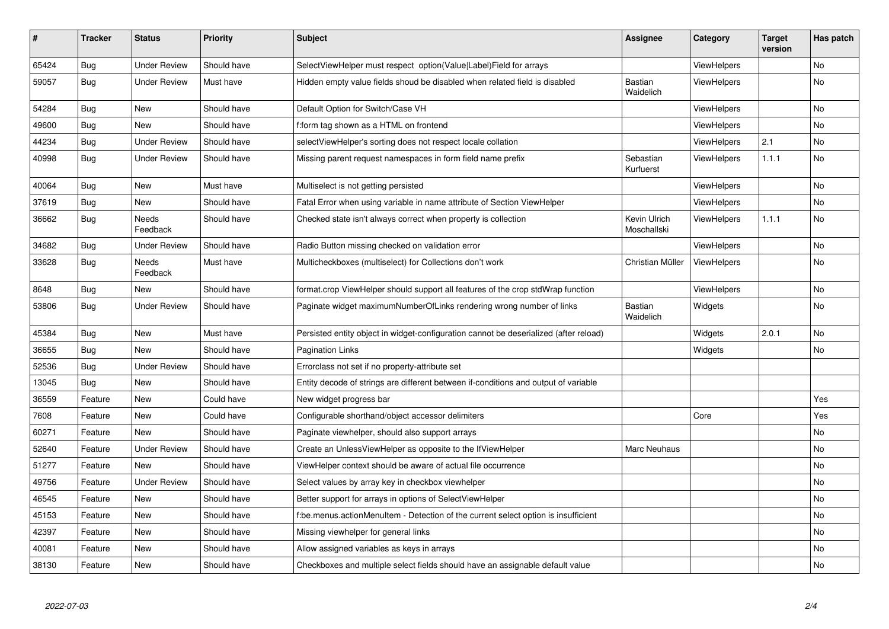| # | Tracker | Status | Priority | Subject | Assignee | Category | Target version | Has patch |
|---|---|---|---|---|---|---|---|---|
| 65424 | Bug | Under Review | Should have | SelectViewHelper must respect option(Value\|Label)Field for arrays | | ViewHelpers | | No |
| 59057 | Bug | Under Review | Must have | Hidden empty value fields shoud be disabled when related field is disabled | Bastian Waidelich | ViewHelpers | | No |
| 54284 | Bug | New | Should have | Default Option for Switch/Case VH | | ViewHelpers | | No |
| 49600 | Bug | New | Should have | f:form tag shown as a HTML on frontend | | ViewHelpers | | No |
| 44234 | Bug | Under Review | Should have | selectViewHelper's sorting does not respect locale collation | | ViewHelpers | 2.1 | No |
| 40998 | Bug | Under Review | Should have | Missing parent request namespaces in form field name prefix | Sebastian Kurfuerst | ViewHelpers | 1.1.1 | No |
| 40064 | Bug | New | Must have | Multiselect is not getting persisted | | ViewHelpers | | No |
| 37619 | Bug | New | Should have | Fatal Error when using variable in name attribute of Section ViewHelper | | ViewHelpers | | No |
| 36662 | Bug | Needs Feedback | Should have | Checked state isn't always correct when property is collection | Kevin Ulrich Moschallski | ViewHelpers | 1.1.1 | No |
| 34682 | Bug | Under Review | Should have | Radio Button missing checked on validation error | | ViewHelpers | | No |
| 33628 | Bug | Needs Feedback | Must have | Multicheckboxes (multiselect) for Collections don't work | Christian Müller | ViewHelpers | | No |
| 8648 | Bug | New | Should have | format.crop ViewHelper should support all features of the crop stdWrap function | | ViewHelpers | | No |
| 53806 | Bug | Under Review | Should have | Paginate widget maximumNumberOfLinks rendering wrong number of links | Bastian Waidelich | Widgets | | No |
| 45384 | Bug | New | Must have | Persisted entity object in widget-configuration cannot be deserialized (after reload) | | Widgets | 2.0.1 | No |
| 36655 | Bug | New | Should have | Pagination Links | | Widgets | | No |
| 52536 | Bug | Under Review | Should have | Errorclass not set if no property-attribute set | | | | |
| 13045 | Bug | New | Should have | Entity decode of strings are different between if-conditions and output of variable | | | | |
| 36559 | Feature | New | Could have | New widget progress bar | | | | Yes |
| 7608 | Feature | New | Could have | Configurable shorthand/object accessor delimiters | | Core | | Yes |
| 60271 | Feature | New | Should have | Paginate viewhelper, should also support arrays | | | | No |
| 52640 | Feature | Under Review | Should have | Create an UnlessViewHelper as opposite to the IfViewHelper | Marc Neuhaus | | | No |
| 51277 | Feature | New | Should have | ViewHelper context should be aware of actual file occurrence | | | | No |
| 49756 | Feature | Under Review | Should have | Select values by array key in checkbox viewhelper | | | | No |
| 46545 | Feature | New | Should have | Better support for arrays in options of SelectViewHelper | | | | No |
| 45153 | Feature | New | Should have | f:be.menus.actionMenuItem - Detection of the current select option is insufficient | | | | No |
| 42397 | Feature | New | Should have | Missing viewhelper for general links | | | | No |
| 40081 | Feature | New | Should have | Allow assigned variables as keys in arrays | | | | No |
| 38130 | Feature | New | Should have | Checkboxes and multiple select fields should have an assignable default value | | | | No |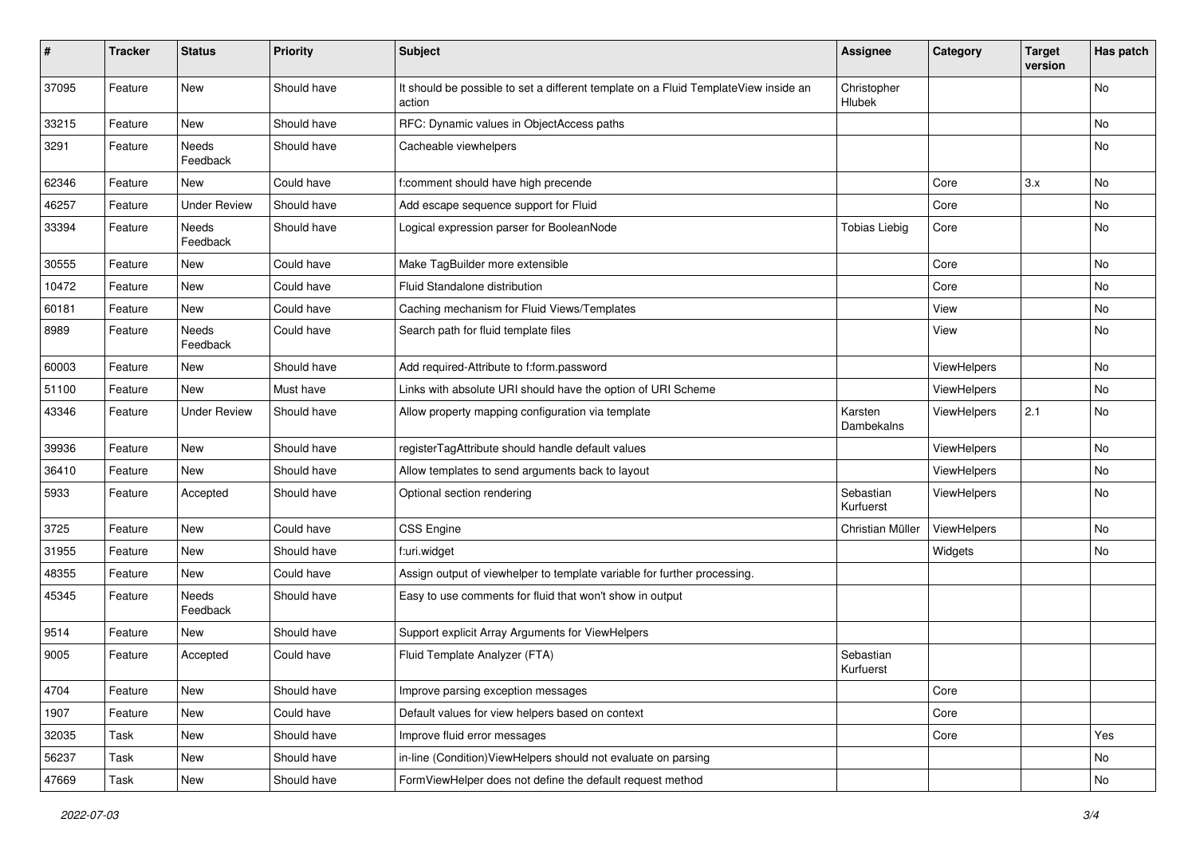| # | Tracker | Status | Priority | Subject | Assignee | Category | Target version | Has patch |
|---|---|---|---|---|---|---|---|---|
| 37095 | Feature | New | Should have | It should be possible to set a different template on a Fluid TemplateView inside an action | Christopher Hlubek | | | No |
| 33215 | Feature | New | Should have | RFC: Dynamic values in ObjectAccess paths | | | | No |
| 3291 | Feature | Needs Feedback | Should have | Cacheable viewhelpers | | | | No |
| 62346 | Feature | New | Could have | f:comment should have high precende | | Core | 3.x | No |
| 46257 | Feature | Under Review | Should have | Add escape sequence support for Fluid | | Core | | No |
| 33394 | Feature | Needs Feedback | Should have | Logical expression parser for BooleanNode | Tobias Liebig | Core | | No |
| 30555 | Feature | New | Could have | Make TagBuilder more extensible | | Core | | No |
| 10472 | Feature | New | Could have | Fluid Standalone distribution | | Core | | No |
| 60181 | Feature | New | Could have | Caching mechanism for Fluid Views/Templates | | View | | No |
| 8989 | Feature | Needs Feedback | Could have | Search path for fluid template files | | View | | No |
| 60003 | Feature | New | Should have | Add required-Attribute to f:form.password | | ViewHelpers | | No |
| 51100 | Feature | New | Must have | Links with absolute URI should have the option of URI Scheme | | ViewHelpers | | No |
| 43346 | Feature | Under Review | Should have | Allow property mapping configuration via template | Karsten Dambekalns | ViewHelpers | 2.1 | No |
| 39936 | Feature | New | Should have | registerTagAttribute should handle default values | | ViewHelpers | | No |
| 36410 | Feature | New | Should have | Allow templates to send arguments back to layout | | ViewHelpers | | No |
| 5933 | Feature | Accepted | Should have | Optional section rendering | Sebastian Kurfuerst | ViewHelpers | | No |
| 3725 | Feature | New | Could have | CSS Engine | Christian Müller | ViewHelpers | | No |
| 31955 | Feature | New | Should have | f:uri.widget | | Widgets | | No |
| 48355 | Feature | New | Could have | Assign output of viewhelper to template variable for further processing. | | | | |
| 45345 | Feature | Needs Feedback | Should have | Easy to use comments for fluid that won't show in output | | | | |
| 9514 | Feature | New | Should have | Support explicit Array Arguments for ViewHelpers | | | | |
| 9005 | Feature | Accepted | Could have | Fluid Template Analyzer (FTA) | Sebastian Kurfuerst | | | |
| 4704 | Feature | New | Should have | Improve parsing exception messages | | Core | | |
| 1907 | Feature | New | Could have | Default values for view helpers based on context | | Core | | |
| 32035 | Task | New | Should have | Improve fluid error messages | | Core | | Yes |
| 56237 | Task | New | Should have | in-line (Condition)ViewHelpers should not evaluate on parsing | | | | No |
| 47669 | Task | New | Should have | FormViewHelper does not define the default request method | | | | No |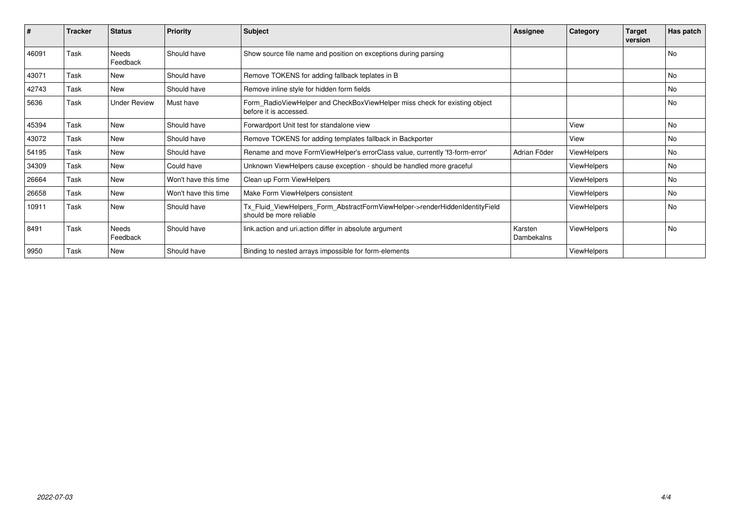| # | Tracker | Status | Priority | Subject | Assignee | Category | Target version | Has patch |
|---|---|---|---|---|---|---|---|---|
| 46091 | Task | Needs Feedback | Should have | Show source file name and position on exceptions during parsing | | | | No |
| 43071 | Task | New | Should have | Remove TOKENS for adding fallback teplates in B | | | | No |
| 42743 | Task | New | Should have | Remove inline style for hidden form fields | | | | No |
| 5636 | Task | Under Review | Must have | Form_RadioViewHelper and CheckBoxViewHelper miss check for existing object before it is accessed. | | | | No |
| 45394 | Task | New | Should have | Forwardport Unit test for standalone view | | View | | No |
| 43072 | Task | New | Should have | Remove TOKENS for adding templates fallback in Backporter | | View | | No |
| 54195 | Task | New | Should have | Rename and move FormViewHelper's errorClass value, currently 'f3-form-error' | Adrian Föder | ViewHelpers | | No |
| 34309 | Task | New | Could have | Unknown ViewHelpers cause exception - should be handled more graceful | | ViewHelpers | | No |
| 26664 | Task | New | Won't have this time | Clean up Form ViewHelpers | | ViewHelpers | | No |
| 26658 | Task | New | Won't have this time | Make Form ViewHelpers consistent | | ViewHelpers | | No |
| 10911 | Task | New | Should have | Tx_Fluid_ViewHelpers_Form_AbstractFormViewHelper->renderHiddenIdentityField should be more reliable | | ViewHelpers | | No |
| 8491 | Task | Needs Feedback | Should have | link.action and uri.action differ in absolute argument | Karsten Dambekalns | ViewHelpers | | No |
| 9950 | Task | New | Should have | Binding to nested arrays impossible for form-elements | | ViewHelpers | | |